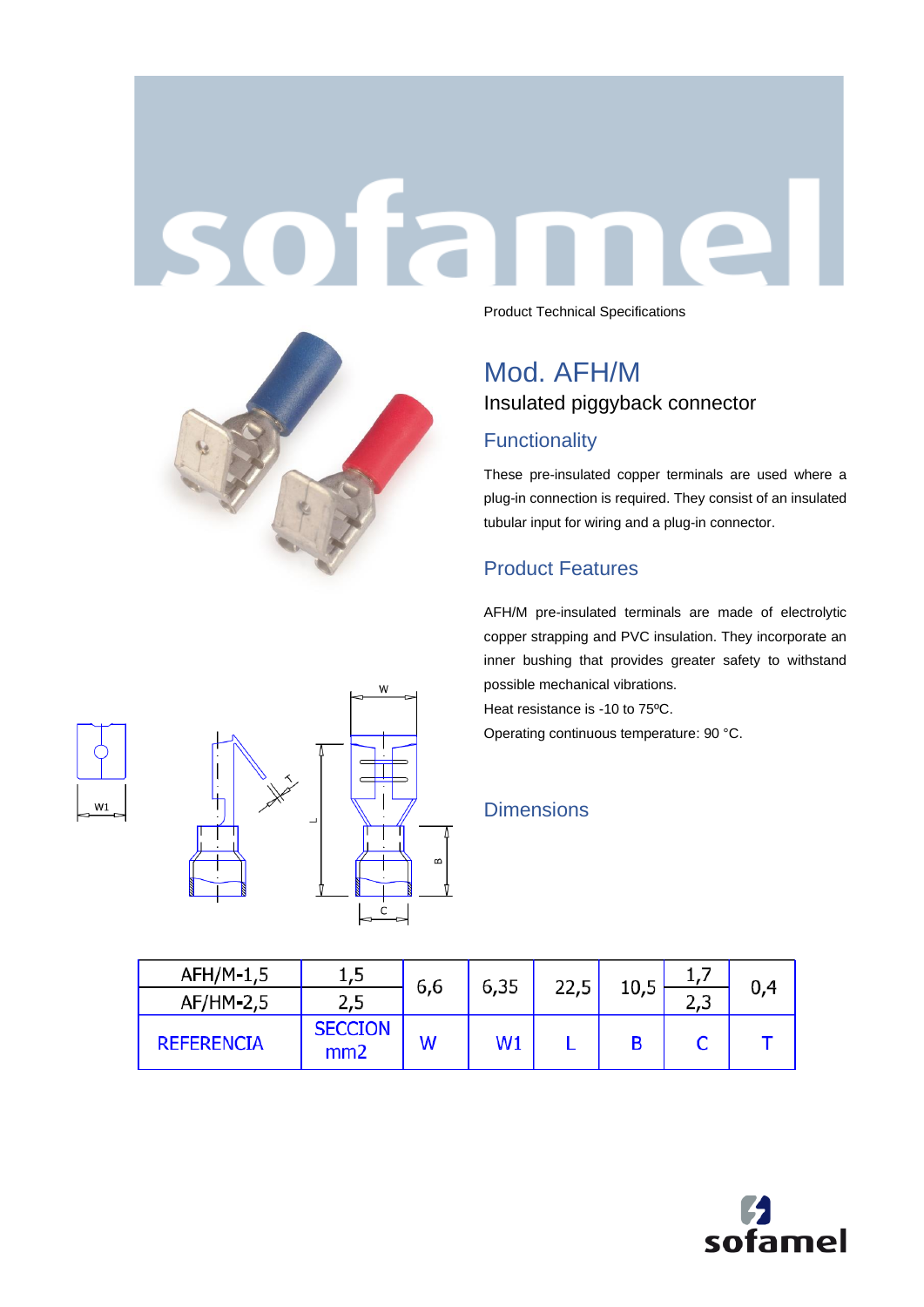Product Technical Specifications

# Mod. AFH/M

Insulated piggyback connector

## Functionality

These pre-insulated copper terminals are used where a plug-in connection is required. They consist of an insulated tubular input for wiring and a plug-in connector.

## Product Features

AFH/M pre-insulated terminals are made of electrolytic copper strapping and PVC insulation. They incorporate an inner bushing that provides greater safety to withstand possible mechanical vibrations.

Heat resistance is -10 to 75ºC.

Operating continuous temperature: 90 °C.

## Dimensions

| REFERENCIA | SECCION mm2 | W | W1 | L | B | C | T |
|---|---|---|---|---|---|---|---|
| AFH/M-1,5 | 1,5 | 6,6 | 6,35 | 22,5 | 10,5 | 1,7 | 0,4 |
| AF/HM-2,5 | 2,5 | | | | | 2,3 | |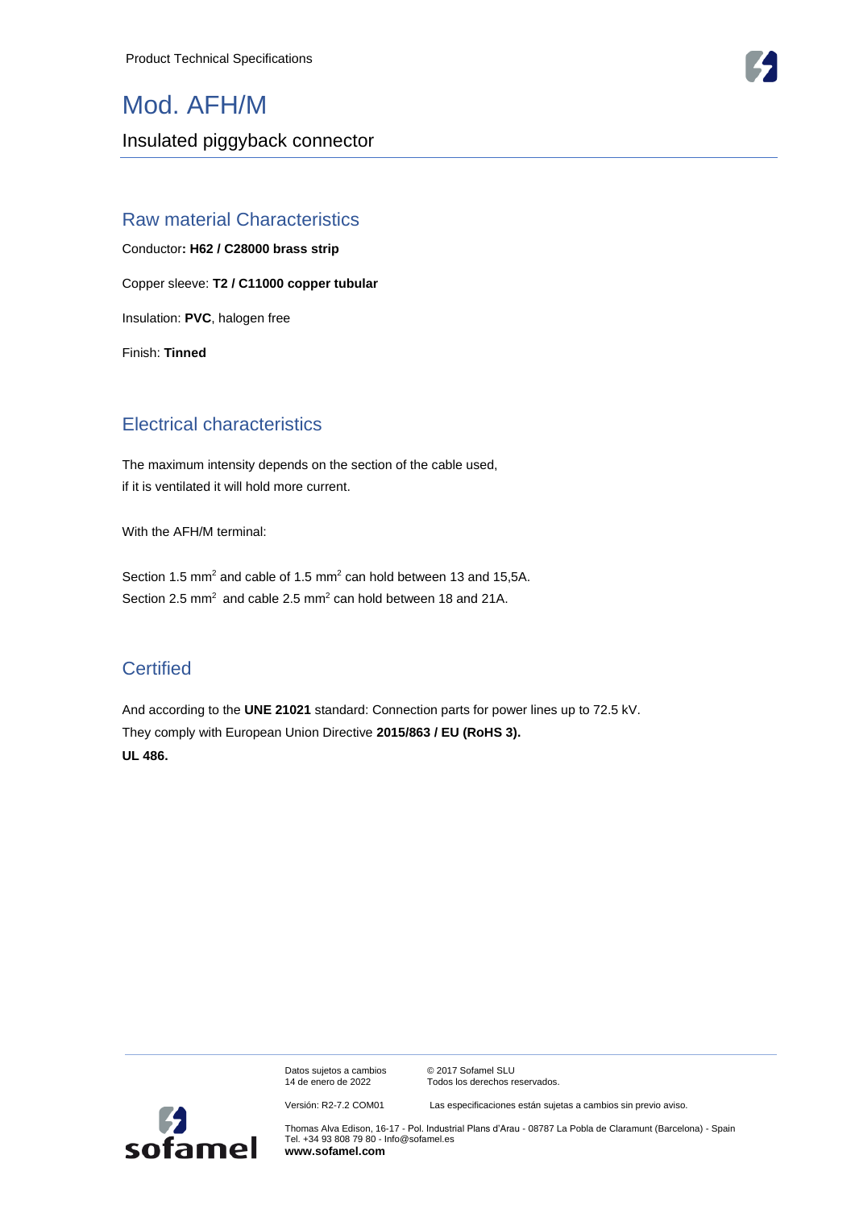# Mod. AFH/M

Insulated piggyback connector

## Raw material Characteristics

Conductor**: H62 / C28000 brass strip**

Copper sleeve: **T2 / C11000 copper tubular**

Insulation: **PVC**, halogen free

Finish: **Tinned**

## Electrical characteristics

The maximum intensity depends on the section of the cable used,
if it is ventilated it will hold more current.

With the AFH/M terminal:

Section 1.5 mm$^2$ and cable of 1.5 mm$^2$ can hold between 13 and 15,5A.
Section 2.5 mm$^2$ and cable 2.5 mm$^2$ can hold between 18 and 21A.

## Certified

And according to the **UNE 21021** standard: Connection parts for power lines up to 72.5 kV.
They comply with European Union Directive **2015/863 / EU (RoHS 3).**
**UL 486.**

Datos sujetos a cambios
14 de enero de 2022

© 2017 Sofamel SLU
Todos los derechos reservados.

Versión: R2-7.2 COM01

Las especificaciones están sujetas a cambios sin previo aviso.

Thomas Alva Edison, 16-17 - Pol. Industrial Plans d'Arau - 08787 La Pobla de Claramunt (Barcelona) - Spain
Tel. +34 93 808 79 80 - Info@sofamel.es
**www.sofamel.com**